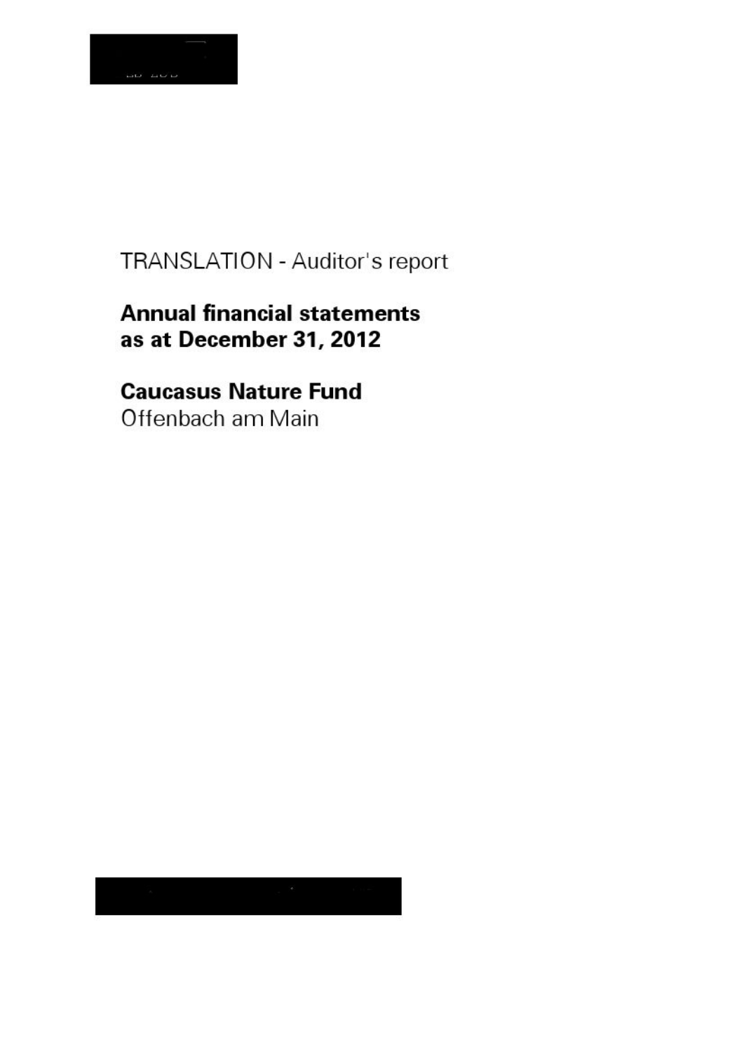TRANSLATION - Auditor's report

**Annual financial statements as at December 31, 2012**

**Caucasus Nature Fund**
Offenbach am Main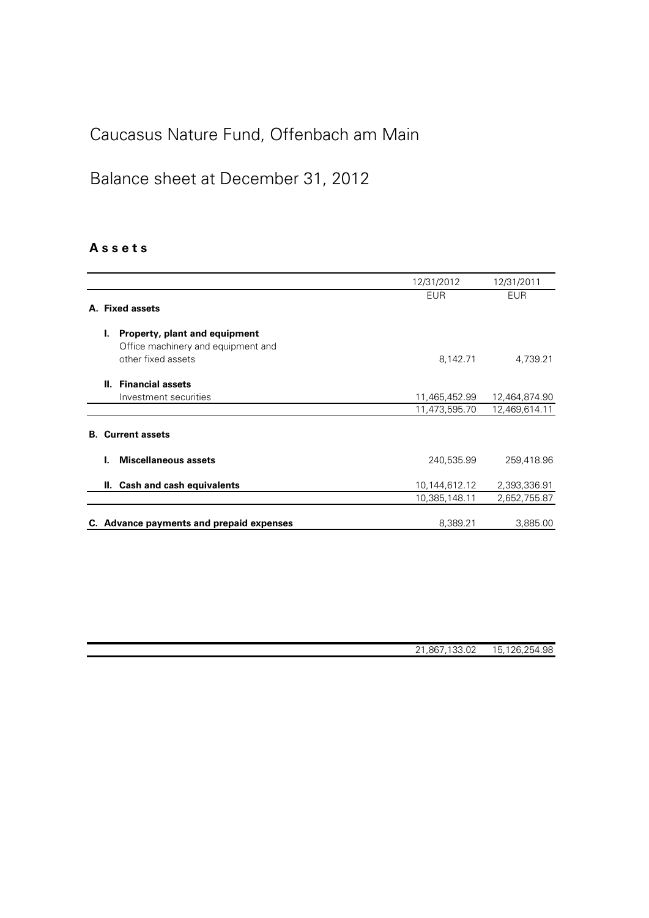# Caucasus Nature Fund, Offenbach am Main

## Balance sheet at December 31, 2012

### Assets

| | 12/31/2012 | 12/31/2011 |
|---|---|---|
| | EUR | EUR |
| **A. Fixed assets** | | |
| **I. Property, plant and equipment** | | |
| Office machinery and equipment and other fixed assets | 8,142.71 | 4,739.21 |
| **II. Financial assets** | | |
| Investment securities | 11,465,452.99 | 12,464,874.90 |
| | 11,473,595.70 | 12,469,614.11 |
| **B. Current assets** | | |
| **I. Miscellaneous assets** | 240,535.99 | 259,418.96 |
| **II. Cash and cash equivalents** | 10,144,612.12 | 2,393,336.91 |
| | 10,385,148.11 | 2,652,755.87 |
| **C. Advance payments and prepaid expenses** | 8,389.21 | 3,885.00 |
| | 21,867,133.02 | 15,126,254.98 |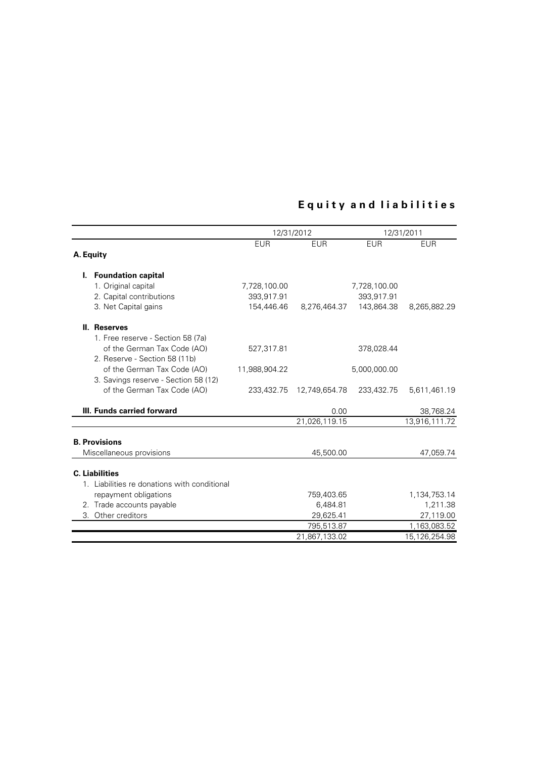## Equity and liabilities

| | 12/31/2012 | | 12/31/2011 | |
|---|---|---|---|---|
| | EUR | EUR | EUR | EUR |
| **A. Equity** | | | | |
| **I. Foundation capital** | | | | |
| 1. Original capital | 7,728,100.00 | | 7,728,100.00 | |
| 2. Capital contributions | 393,917.91 | | 393,917.91 | |
| 3. Net Capital gains | 154,446.46 | 8,276,464.37 | 143,864.38 | 8,265,882.29 |
| **II. Reserves** | | | | |
| 1. Free reserve - Section 58 (7a) of the German Tax Code (AO) | 527,317.81 | | 378,028.44 | |
| 2. Reserve - Section 58 (11b) of the German Tax Code (AO) | 11,988,904.22 | | 5,000,000.00 | |
| 3. Savings reserve - Section 58 (12) of the German Tax Code (AO) | 233,432.75 | 12,749,654.78 | 233,432.75 | 5,611,461.19 |
| **III. Funds carried forward** | | 0.00 | | 38,768.24 |
| | | 21,026,119.15 | | 13,916,111.72 |
| **B. Provisions** | | | | |
| Miscellaneous provisions | | 45,500.00 | | 47,059.74 |
| **C. Liabilities** | | | | |
| 1. Liabilities re donations with conditional repayment obligations | | 759,403.65 | | 1,134,753.14 |
| 2. Trade accounts payable | | 6,484.81 | | 1,211.38 |
| 3. Other creditors | | 29,625.41 | | 27,119.00 |
| | | 795,513.87 | | 1,163,083.52 |
| | | 21,867,133.02 | | 15,126,254.98 |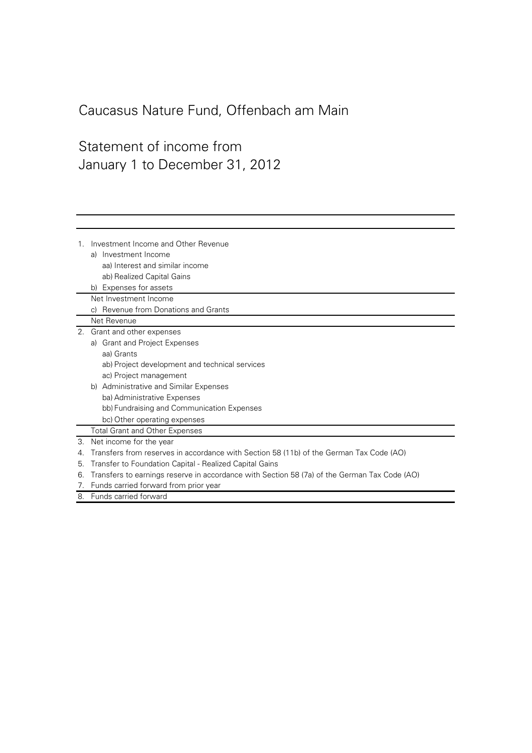# Caucasus Nature Fund, Offenbach am Main

## Statement of income from January 1 to December 31, 2012

1. Investment Income and Other Revenue
   - a) Investment Income
     - aa) Interest and similar income
     - ab) Realized Capital Gains
   - b) Expenses for assets

   Net Investment Income

   - c) Revenue from Donations and Grants

   Net Revenue

2. Grant and other expenses
   - a) Grant and Project Expenses
     - aa) Grants
     - ab) Project development and technical services
     - ac) Project management
   - b) Administrative and Similar Expenses
     - ba) Administrative Expenses
     - bb) Fundraising and Communication Expenses
     - bc) Other operating expenses

   Total Grant and Other Expenses

3. Net income for the year
4. Transfers from reserves in accordance with Section 58 (11b) of the German Tax Code (AO)
5. Transfer to Foundation Capital - Realized Capital Gains
6. Transfers to earnings reserve in accordance with Section 58 (7a) of the German Tax Code (AO)
7. Funds carried forward from prior year
8. Funds carried forward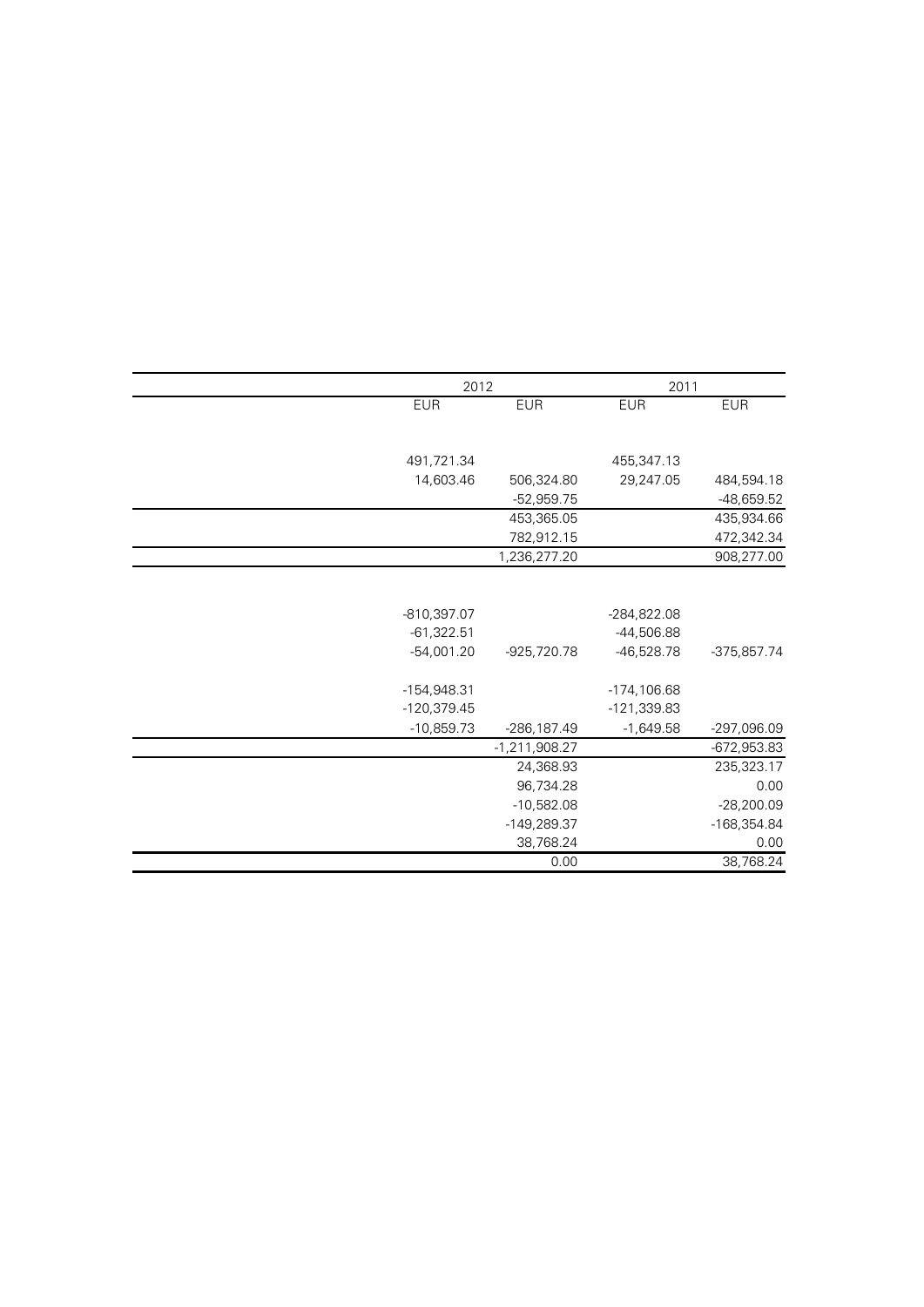| | 2012 | | 2011 | |
|---|---|---|---|---|
| | EUR | EUR | EUR | EUR |
| | | | | |
| | 491,721.34 | | 455,347.13 | |
| | 14,603.46 | 506,324.80 | 29,247.05 | 484,594.18 |
| | | -52,959.75 | | -48,659.52 |
| | | 453,365.05 | | 435,934.66 |
| | | 782,912.15 | | 472,342.34 |
| | | 1,236,277.20 | | 908,277.00 |
| | | | | |
| | -810,397.07 | | -284,822.08 | |
| | -61,322.51 | | -44,506.88 | |
| | -54,001.20 | -925,720.78 | -46,528.78 | -375,857.74 |
| | | | | |
| | -154,948.31 | | -174,106.68 | |
| | -120,379.45 | | -121,339.83 | |
| | -10,859.73 | -286,187.49 | -1,649.58 | -297,096.09 |
| | | -1,211,908.27 | | -672,953.83 |
| | | 24,368.93 | | 235,323.17 |
| | | 96,734.28 | | 0.00 |
| | | -10,582.08 | | -28,200.09 |
| | | -149,289.37 | | -168,354.84 |
| | | 38,768.24 | | 0.00 |
| | | 0.00 | | 38,768.24 |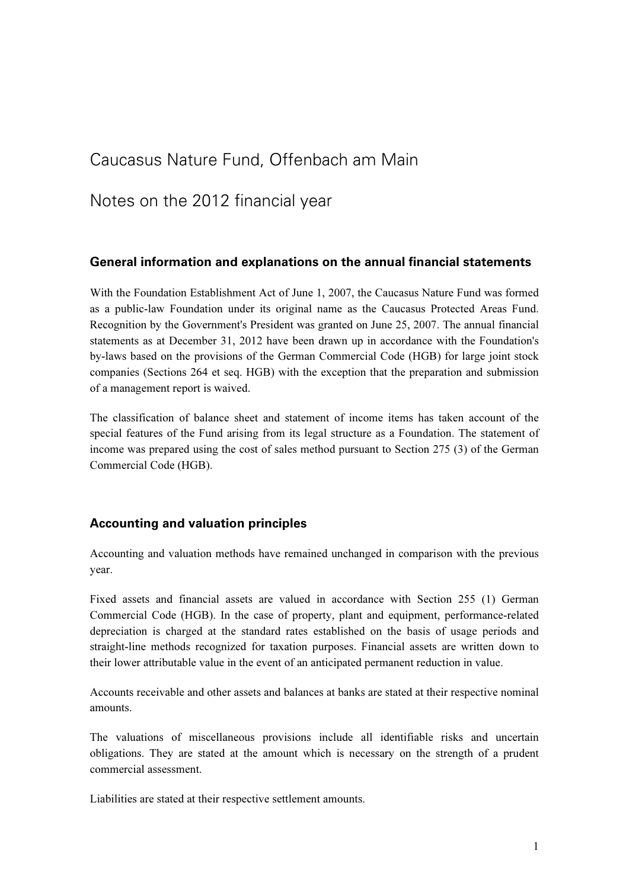# Caucasus Nature Fund, Offenbach am Main

# Notes on the 2012 financial year

### General information and explanations on the annual financial statements

With the Foundation Establishment Act of June 1, 2007, the Caucasus Nature Fund was formed as a public-law Foundation under its original name as the Caucasus Protected Areas Fund. Recognition by the Government's President was granted on June 25, 2007. The annual financial statements as at December 31, 2012 have been drawn up in accordance with the Foundation's by-laws based on the provisions of the German Commercial Code (HGB) for large joint stock companies (Sections 264 et seq. HGB) with the exception that the preparation and submission of a management report is waived.

The classification of balance sheet and statement of income items has taken account of the special features of the Fund arising from its legal structure as a Foundation. The statement of income was prepared using the cost of sales method pursuant to Section 275 (3) of the German Commercial Code (HGB).

### Accounting and valuation principles

Accounting and valuation methods have remained unchanged in comparison with the previous year.

Fixed assets and financial assets are valued in accordance with Section 255 (1) German Commercial Code (HGB). In the case of property, plant and equipment, performance-related depreciation is charged at the standard rates established on the basis of usage periods and straight-line methods recognized for taxation purposes. Financial assets are written down to their lower attributable value in the event of an anticipated permanent reduction in value.

Accounts receivable and other assets and balances at banks are stated at their respective nominal amounts.

The valuations of miscellaneous provisions include all identifiable risks and uncertain obligations. They are stated at the amount which is necessary on the strength of a prudent commercial assessment.

Liabilities are stated at their respective settlement amounts.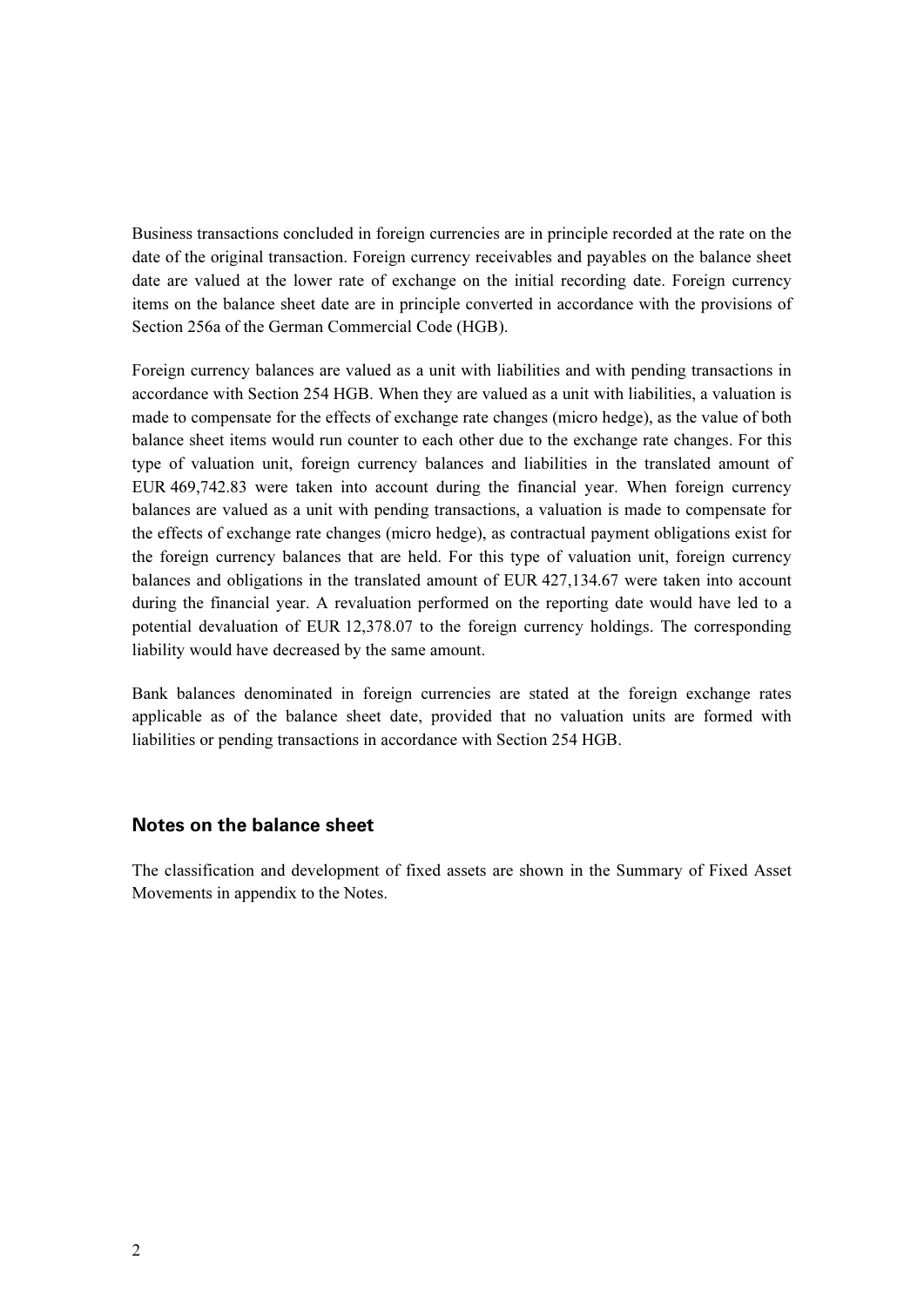Business transactions concluded in foreign currencies are in principle recorded at the rate on the date of the original transaction. Foreign currency receivables and payables on the balance sheet date are valued at the lower rate of exchange on the initial recording date. Foreign currency items on the balance sheet date are in principle converted in accordance with the provisions of Section 256a of the German Commercial Code (HGB).

Foreign currency balances are valued as a unit with liabilities and with pending transactions in accordance with Section 254 HGB. When they are valued as a unit with liabilities, a valuation is made to compensate for the effects of exchange rate changes (micro hedge), as the value of both balance sheet items would run counter to each other due to the exchange rate changes. For this type of valuation unit, foreign currency balances and liabilities in the translated amount of EUR 469,742.83 were taken into account during the financial year. When foreign currency balances are valued as a unit with pending transactions, a valuation is made to compensate for the effects of exchange rate changes (micro hedge), as contractual payment obligations exist for the foreign currency balances that are held. For this type of valuation unit, foreign currency balances and obligations in the translated amount of EUR 427,134.67 were taken into account during the financial year. A revaluation performed on the reporting date would have led to a potential devaluation of EUR 12,378.07 to the foreign currency holdings. The corresponding liability would have decreased by the same amount.

Bank balances denominated in foreign currencies are stated at the foreign exchange rates applicable as of the balance sheet date, provided that no valuation units are formed with liabilities or pending transactions in accordance with Section 254 HGB.

## Notes on the balance sheet

The classification and development of fixed assets are shown in the Summary of Fixed Asset Movements in appendix to the Notes.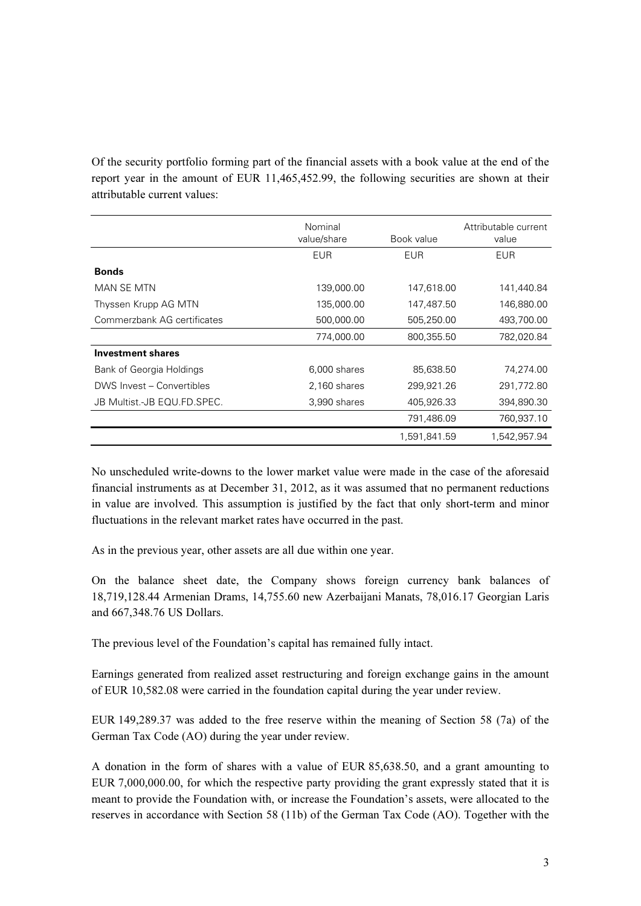Of the security portfolio forming part of the financial assets with a book value at the end of the report year in the amount of EUR 11,465,452.99, the following securities are shown at their attributable current values:

| | Nominal value/share | Book value | Attributable current value |
|---|---|---|---|
| | EUR | EUR | EUR |
| **Bonds** | | | |
| MAN SE MTN | 139,000.00 | 147,618.00 | 141,440.84 |
| Thyssen Krupp AG MTN | 135,000.00 | 147,487.50 | 146,880.00 |
| Commerzbank AG certificates | 500,000.00 | 505,250.00 | 493,700.00 |
| | 774,000.00 | 800,355.50 | 782,020.84 |
| **Investment shares** | | | |
| Bank of Georgia Holdings | 6,000 shares | 85,638.50 | 74,274.00 |
| DWS Invest – Convertibles | 2,160 shares | 299,921.26 | 291,772.80 |
| JB Multist.-JB EQU.FD.SPEC. | 3,990 shares | 405,926.33 | 394,890.30 |
| | | 791,486.09 | 760,937.10 |
| | | 1,591,841.59 | 1,542,957.94 |

No unscheduled write-downs to the lower market value were made in the case of the aforesaid financial instruments as at December 31, 2012, as it was assumed that no permanent reductions in value are involved. This assumption is justified by the fact that only short-term and minor fluctuations in the relevant market rates have occurred in the past.

As in the previous year, other assets are all due within one year.

On the balance sheet date, the Company shows foreign currency bank balances of 18,719,128.44 Armenian Drams, 14,755.60 new Azerbaijani Manats, 78,016.17 Georgian Laris and 667,348.76 US Dollars.

The previous level of the Foundation's capital has remained fully intact.

Earnings generated from realized asset restructuring and foreign exchange gains in the amount of EUR 10,582.08 were carried in the foundation capital during the year under review.

EUR 149,289.37 was added to the free reserve within the meaning of Section 58 (7a) of the German Tax Code (AO) during the year under review.

A donation in the form of shares with a value of EUR 85,638.50, and a grant amounting to EUR 7,000,000.00, for which the respective party providing the grant expressly stated that it is meant to provide the Foundation with, or increase the Foundation's assets, were allocated to the reserves in accordance with Section 58 (11b) of the German Tax Code (AO). Together with the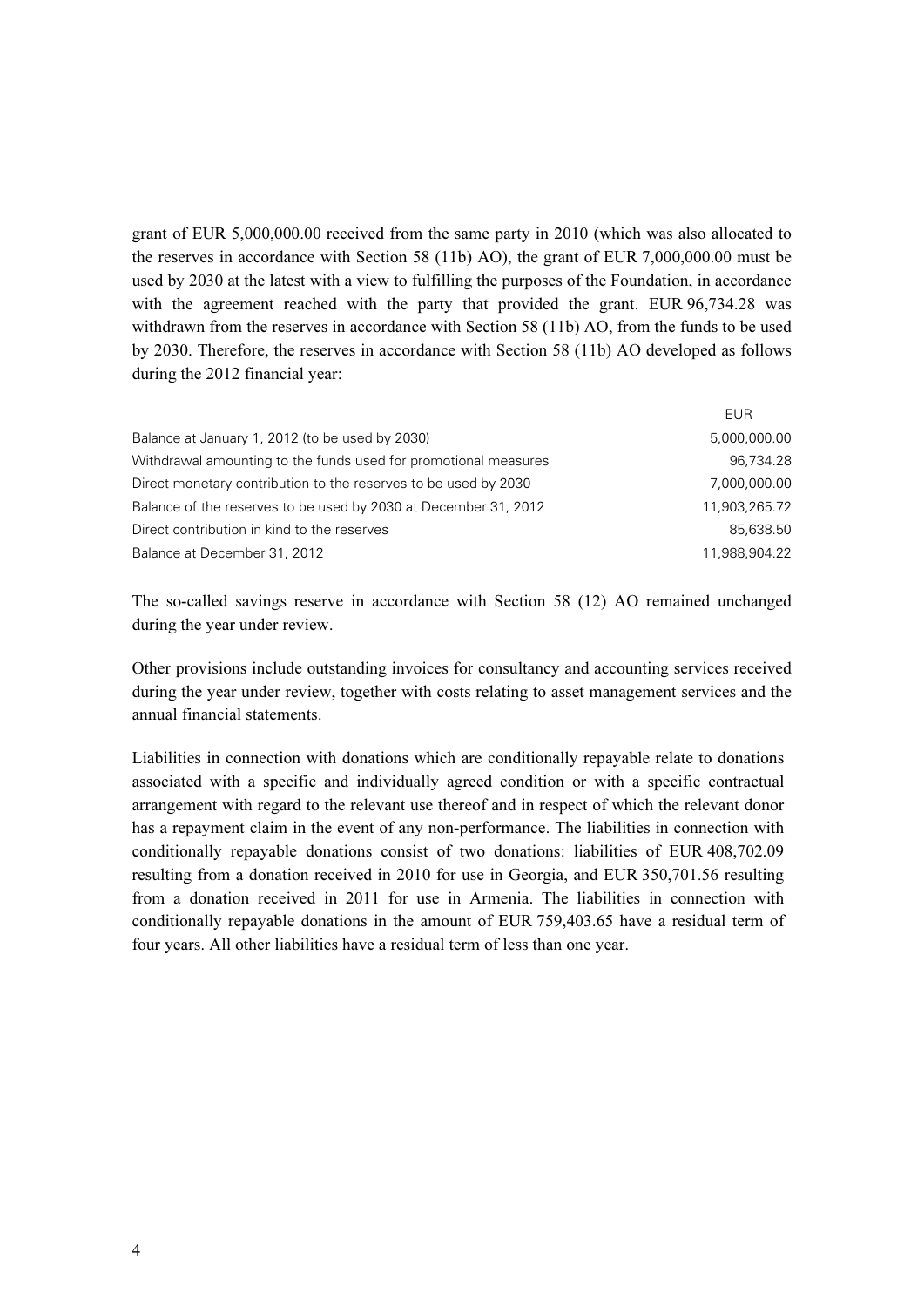grant of EUR 5,000,000.00 received from the same party in 2010 (which was also allocated to the reserves in accordance with Section 58 (11b) AO), the grant of EUR 7,000,000.00 must be used by 2030 at the latest with a view to fulfilling the purposes of the Foundation, in accordance with the agreement reached with the party that provided the grant. EUR 96,734.28 was withdrawn from the reserves in accordance with Section 58 (11b) AO, from the funds to be used by 2030. Therefore, the reserves in accordance with Section 58 (11b) AO developed as follows during the 2012 financial year:

| | EUR |
|---|---|
| Balance at January 1, 2012 (to be used by 2030) | 5,000,000.00 |
| Withdrawal amounting to the funds used for promotional measures | 96,734.28 |
| Direct monetary contribution to the reserves to be used by 2030 | 7,000,000.00 |
| Balance of the reserves to be used by 2030 at December 31, 2012 | 11,903,265.72 |
| Direct contribution in kind to the reserves | 85,638.50 |
| Balance at December 31, 2012 | 11,988,904.22 |

The so-called savings reserve in accordance with Section 58 (12) AO remained unchanged during the year under review.

Other provisions include outstanding invoices for consultancy and accounting services received during the year under review, together with costs relating to asset management services and the annual financial statements.

Liabilities in connection with donations which are conditionally repayable relate to donations associated with a specific and individually agreed condition or with a specific contractual arrangement with regard to the relevant use thereof and in respect of which the relevant donor has a repayment claim in the event of any non-performance. The liabilities in connection with conditionally repayable donations consist of two donations: liabilities of EUR 408,702.09 resulting from a donation received in 2010 for use in Georgia, and EUR 350,701.56 resulting from a donation received in 2011 for use in Armenia. The liabilities in connection with conditionally repayable donations in the amount of EUR 759,403.65 have a residual term of four years. All other liabilities have a residual term of less than one year.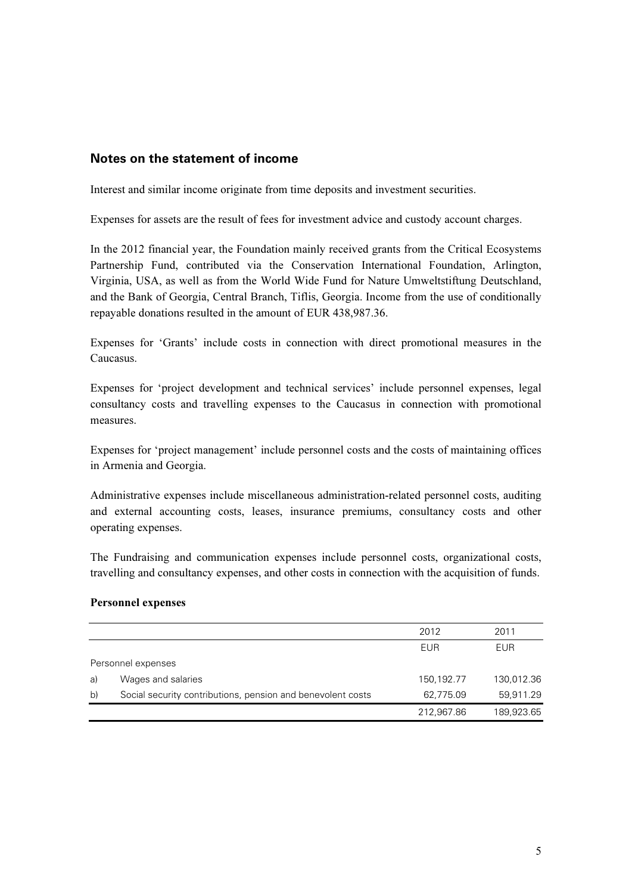## Notes on the statement of income

Interest and similar income originate from time deposits and investment securities.

Expenses for assets are the result of fees for investment advice and custody account charges.

In the 2012 financial year, the Foundation mainly received grants from the Critical Ecosystems Partnership Fund, contributed via the Conservation International Foundation, Arlington, Virginia, USA, as well as from the World Wide Fund for Nature Umweltstiftung Deutschland, and the Bank of Georgia, Central Branch, Tiflis, Georgia. Income from the use of conditionally repayable donations resulted in the amount of EUR 438,987.36.

Expenses for 'Grants' include costs in connection with direct promotional measures in the Caucasus.

Expenses for 'project development and technical services' include personnel expenses, legal consultancy costs and travelling expenses to the Caucasus in connection with promotional measures.

Expenses for 'project management' include personnel costs and the costs of maintaining offices in Armenia and Georgia.

Administrative expenses include miscellaneous administration-related personnel costs, auditing and external accounting costs, leases, insurance premiums, consultancy costs and other operating expenses.

The Fundraising and communication expenses include personnel costs, organizational costs, travelling and consultancy expenses, and other costs in connection with the acquisition of funds.

**Personnel expenses**

| | | 2012 | 2011 |
|---|---|---|---|
| | | EUR | EUR |
| Personnel expenses | | | |
| a) | Wages and salaries | 150,192.77 | 130,012.36 |
| b) | Social security contributions, pension and benevolent costs | 62,775.09 | 59,911.29 |
| | | 212,967.86 | 189,923.65 |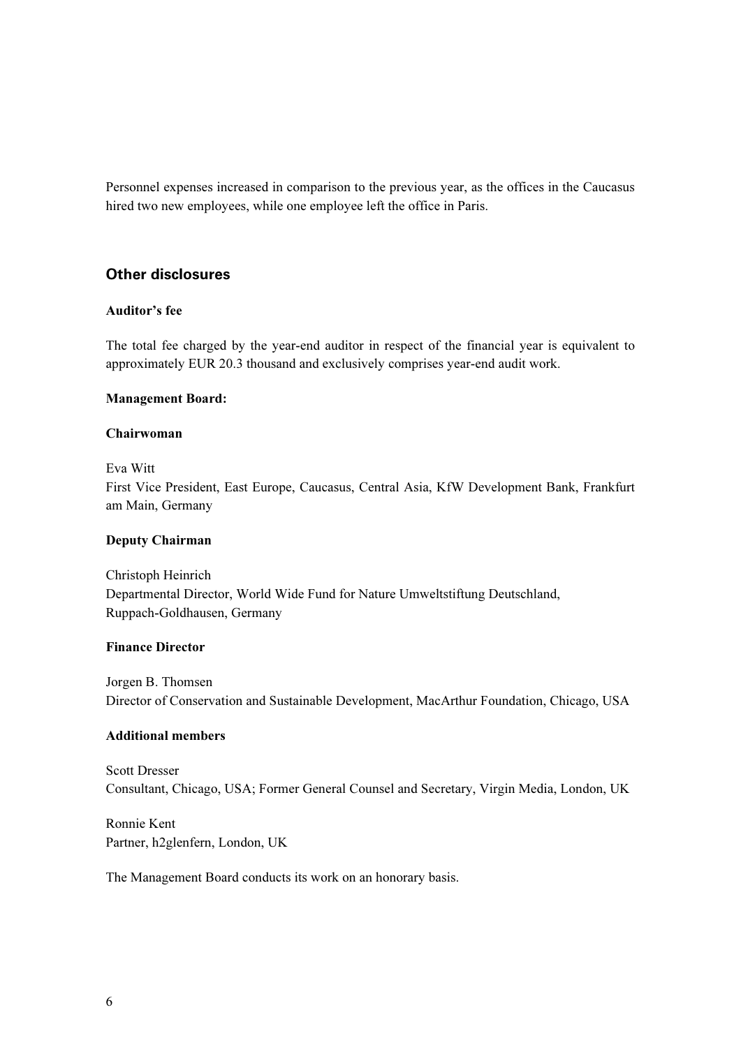Personnel expenses increased in comparison to the previous year, as the offices in the Caucasus hired two new employees, while one employee left the office in Paris.

## Other disclosures

**Auditor's fee**

The total fee charged by the year-end auditor in respect of the financial year is equivalent to approximately EUR 20.3 thousand and exclusively comprises year-end audit work.

**Management Board:**

**Chairwoman**

Eva Witt
First Vice President, East Europe, Caucasus, Central Asia, KfW Development Bank, Frankfurt am Main, Germany

**Deputy Chairman**

Christoph Heinrich
Departmental Director, World Wide Fund for Nature Umweltstiftung Deutschland, Ruppach-Goldhausen, Germany

**Finance Director**

Jorgen B. Thomsen
Director of Conservation and Sustainable Development, MacArthur Foundation, Chicago, USA

**Additional members**

Scott Dresser
Consultant, Chicago, USA; Former General Counsel and Secretary, Virgin Media, London, UK

Ronnie Kent
Partner, h2glenfern, London, UK

The Management Board conducts its work on an honorary basis.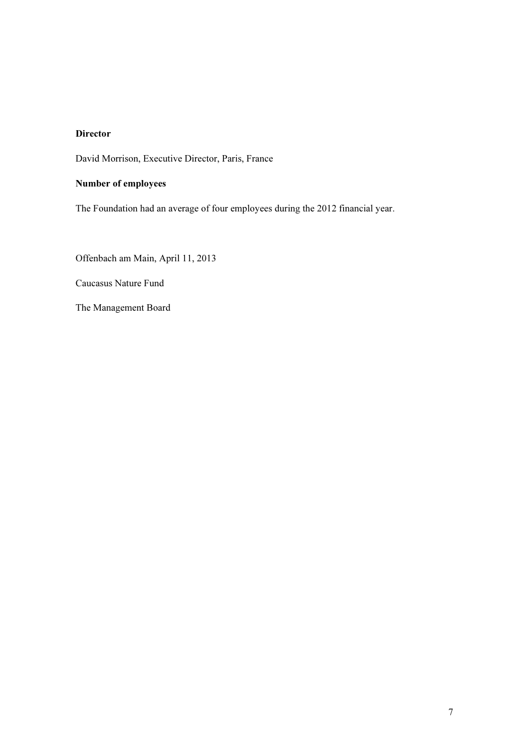**Director**

David Morrison, Executive Director, Paris, France

**Number of employees**

The Foundation had an average of four employees during the 2012 financial year.

Offenbach am Main, April 11, 2013

Caucasus Nature Fund

The Management Board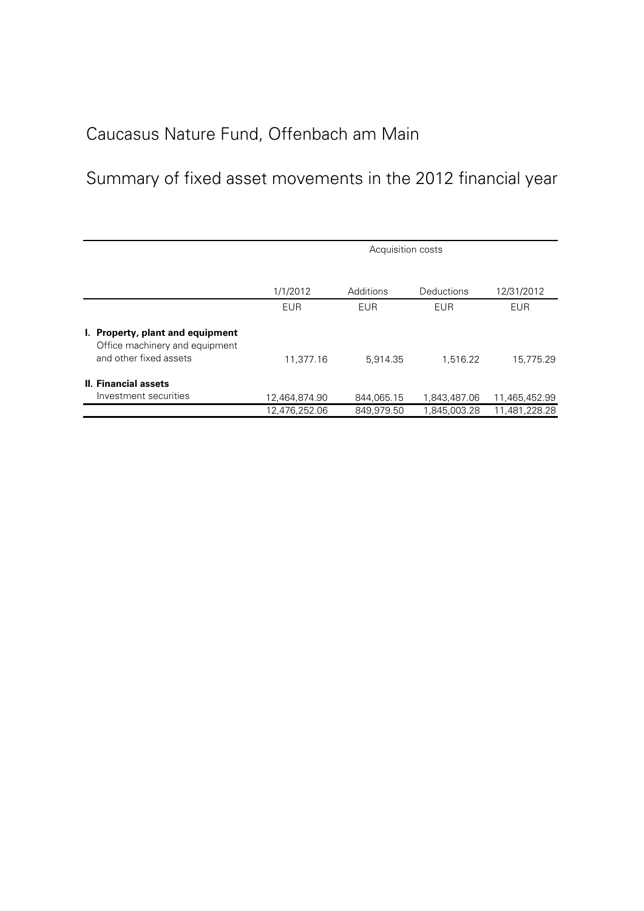# Caucasus Nature Fund, Offenbach am Main

## Summary of fixed asset movements in the 2012 financial year

| | Acquisition costs | | | |
|---|---|---|---|---|
| | 1/1/2012 | Additions | Deductions | 12/31/2012 |
| | EUR | EUR | EUR | EUR |
| **I. Property, plant and equipment** | | | | |
| Office machinery and equipment and other fixed assets | 11,377.16 | 5,914.35 | 1,516.22 | 15,775.29 |
| **II. Financial assets** | | | | |
| Investment securities | 12,464,874.90 | 844,065.15 | 1,843,487.06 | 11,465,452.99 |
| | 12,476,252.06 | 849,979.50 | 1,845,003.28 | 11,481,228.28 |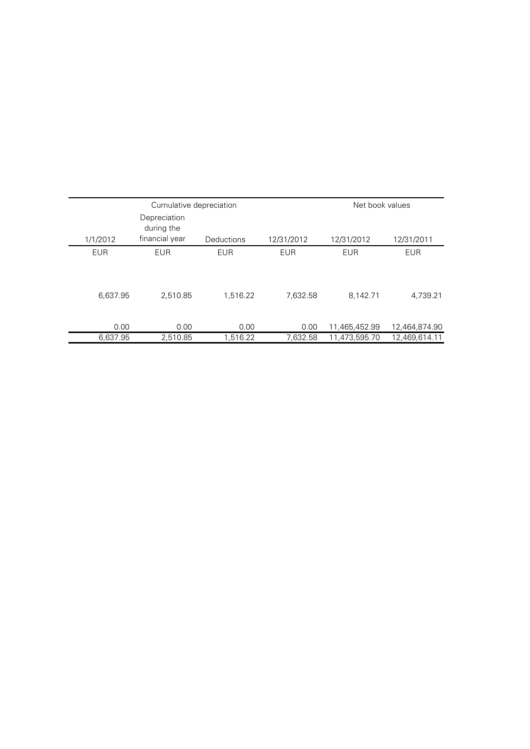| Cumulative depreciation | | | | Net book values | |
|---|---|---|---|---|---|
| 1/1/2012 | Depreciation during the financial year | Deductions | 12/31/2012 | 12/31/2012 | 12/31/2011 |
| EUR | EUR | EUR | EUR | EUR | EUR |
| 6,637.95 | 2,510.85 | 1,516.22 | 7,632.58 | 8,142.71 | 4,739.21 |
| 0.00 | 0.00 | 0.00 | 0.00 | 11,465,452.99 | 12,464,874.90 |
| 6,637.95 | 2,510.85 | 1,516.22 | 7,632.58 | 11,473,595.70 | 12,469,614.11 |